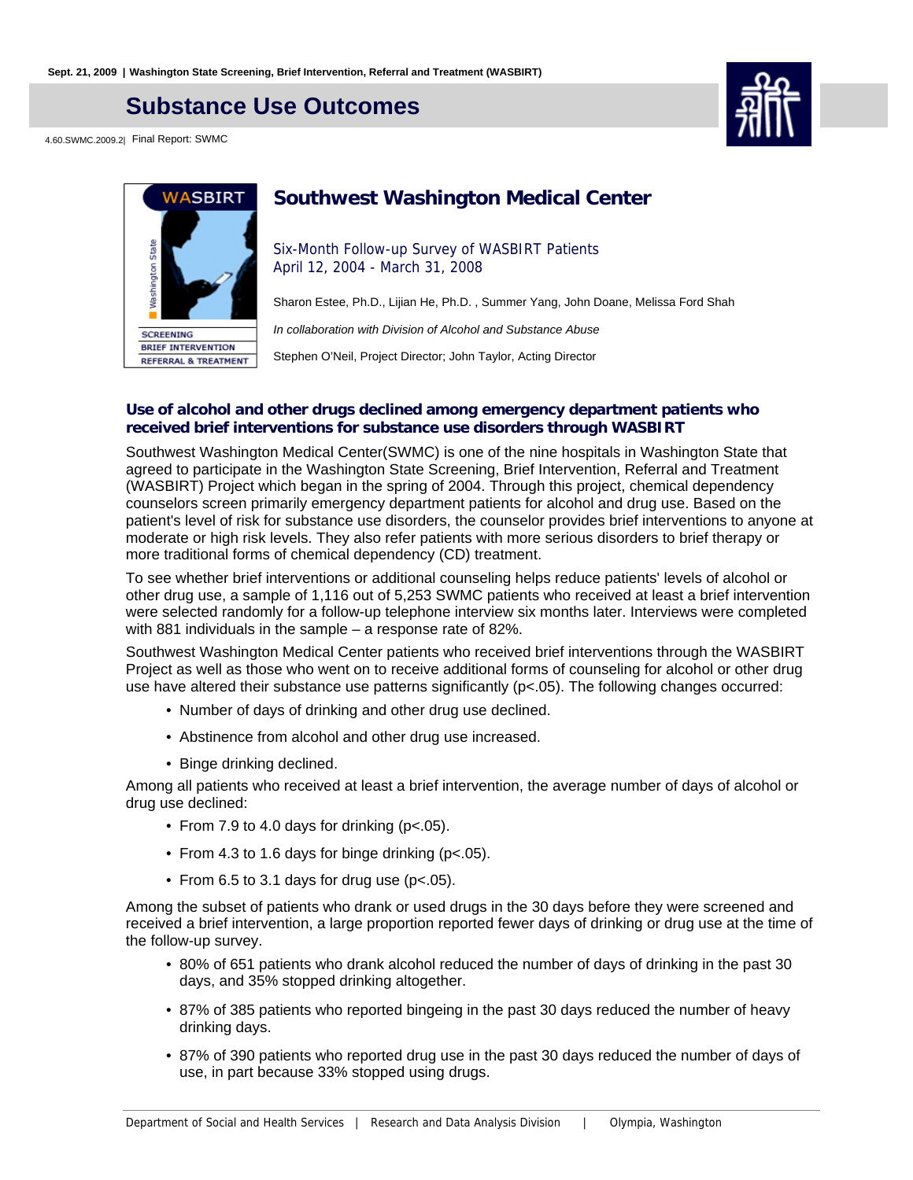Sept. 21, 2009 | Washington State Screening, Brief Intervention, Referral and Treatment (WASBIRT)

# Substance Use Outcomes

4.60.SWMC.2009.2| Final Report: SWMC

## Southwest Washington Medical Center

Six-Month Follow-up Survey of WASBIRT Patients
April 12, 2004 - March 31, 2008

Sharon Estee, Ph.D., Lijian He, Ph.D. , Summer Yang, John Doane, Melissa Ford Shah

*In collaboration with Division of Alcohol and Substance Abuse*

Stephen O'Neil, Project Director; John Taylor, Acting Director

### Use of alcohol and other drugs declined among emergency department patients who received brief interventions for substance use disorders through WASBIRT

Southwest Washington Medical Center(SWMC) is one of the nine hospitals in Washington State that agreed to participate in the Washington State Screening, Brief Intervention, Referral and Treatment (WASBIRT) Project which began in the spring of 2004. Through this project, chemical dependency counselors screen primarily emergency department patients for alcohol and drug use. Based on the patient's level of risk for substance use disorders, the counselor provides brief interventions to anyone at moderate or high risk levels. They also refer patients with more serious disorders to brief therapy or more traditional forms of chemical dependency (CD) treatment.

To see whether brief interventions or additional counseling helps reduce patients' levels of alcohol or other drug use, a sample of 1,116 out of 5,253 SWMC patients who received at least a brief intervention were selected randomly for a follow-up telephone interview six months later. Interviews were completed with 881 individuals in the sample – a response rate of 82%.

Southwest Washington Medical Center patients who received brief interventions through the WASBIRT Project as well as those who went on to receive additional forms of counseling for alcohol or other drug use have altered their substance use patterns significantly ($p<.05$). The following changes occurred:

- Number of days of drinking and other drug use declined.
- Abstinence from alcohol and other drug use increased.
- Binge drinking declined.

Among all patients who received at least a brief intervention, the average number of days of alcohol or drug use declined:

- From 7.9 to 4.0 days for drinking ($p<.05$).
- From 4.3 to 1.6 days for binge drinking ($p<.05$).
- From 6.5 to 3.1 days for drug use ($p<.05$).

Among the subset of patients who drank or used drugs in the 30 days before they were screened and received a brief intervention, a large proportion reported fewer days of drinking or drug use at the time of the follow-up survey.

- 80% of 651 patients who drank alcohol reduced the number of days of drinking in the past 30 days, and 35% stopped drinking altogether.
- 87% of 385 patients who reported bingeing in the past 30 days reduced the number of heavy drinking days.
- 87% of 390 patients who reported drug use in the past 30 days reduced the number of days of use, in part because 33% stopped using drugs.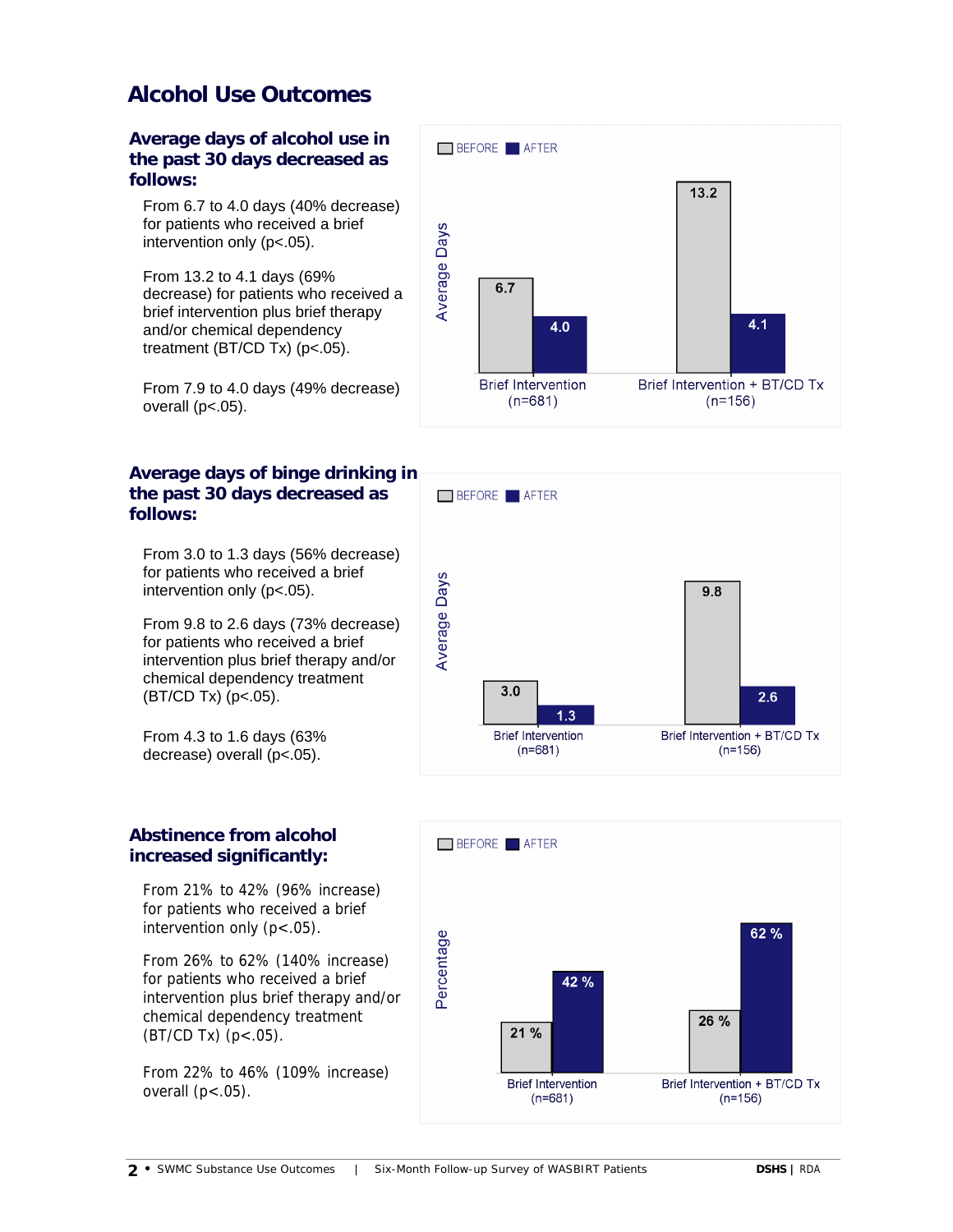# Alcohol Use Outcomes

## Average days of alcohol use in the past 30 days decreased as follows:

From 6.7 to 4.0 days (40% decrease) for patients who received a brief intervention only (p<.05).

From 13.2 to 4.1 days (69% decrease) for patients who received a brief intervention plus brief therapy and/or chemical dependency treatment (BT/CD Tx) (p<.05).

From 7.9 to 4.0 days (49% decrease) overall (p<.05).

| Average Days | BEFORE | AFTER |
|---|---|---|
| Brief Intervention (n=681) | 6.7 | 4.0 |
| Brief Intervention + BT/CD Tx (n=156) | 13.2 | 4.1 |

## Average days of binge drinking in the past 30 days decreased as follows:

From 3.0 to 1.3 days (56% decrease) for patients who received a brief intervention only (p<.05).

From 9.8 to 2.6 days (73% decrease) for patients who received a brief intervention plus brief therapy and/or chemical dependency treatment (BT/CD Tx) (p<.05).

From 4.3 to 1.6 days (63% decrease) overall (p<.05).

| Average Days | BEFORE | AFTER |
|---|---|---|
| Brief Intervention (n=681) | 3.0 | 1.3 |
| Brief Intervention + BT/CD Tx (n=156) | 9.8 | 2.6 |

## Abstinence from alcohol increased significantly:

From 21% to 42% (96% increase) for patients who received a brief intervention only (p<.05).

From 26% to 62% (140% increase) for patients who received a brief intervention plus brief therapy and/or chemical dependency treatment (BT/CD Tx) (p<.05).

From 22% to 46% (109% increase) overall (p<.05).

| Percentage | BEFORE | AFTER |
|---|---|---|
| Brief Intervention (n=681) | 21 % | 42 % |
| Brief Intervention + BT/CD Tx (n=156) | 26 % | 62 % |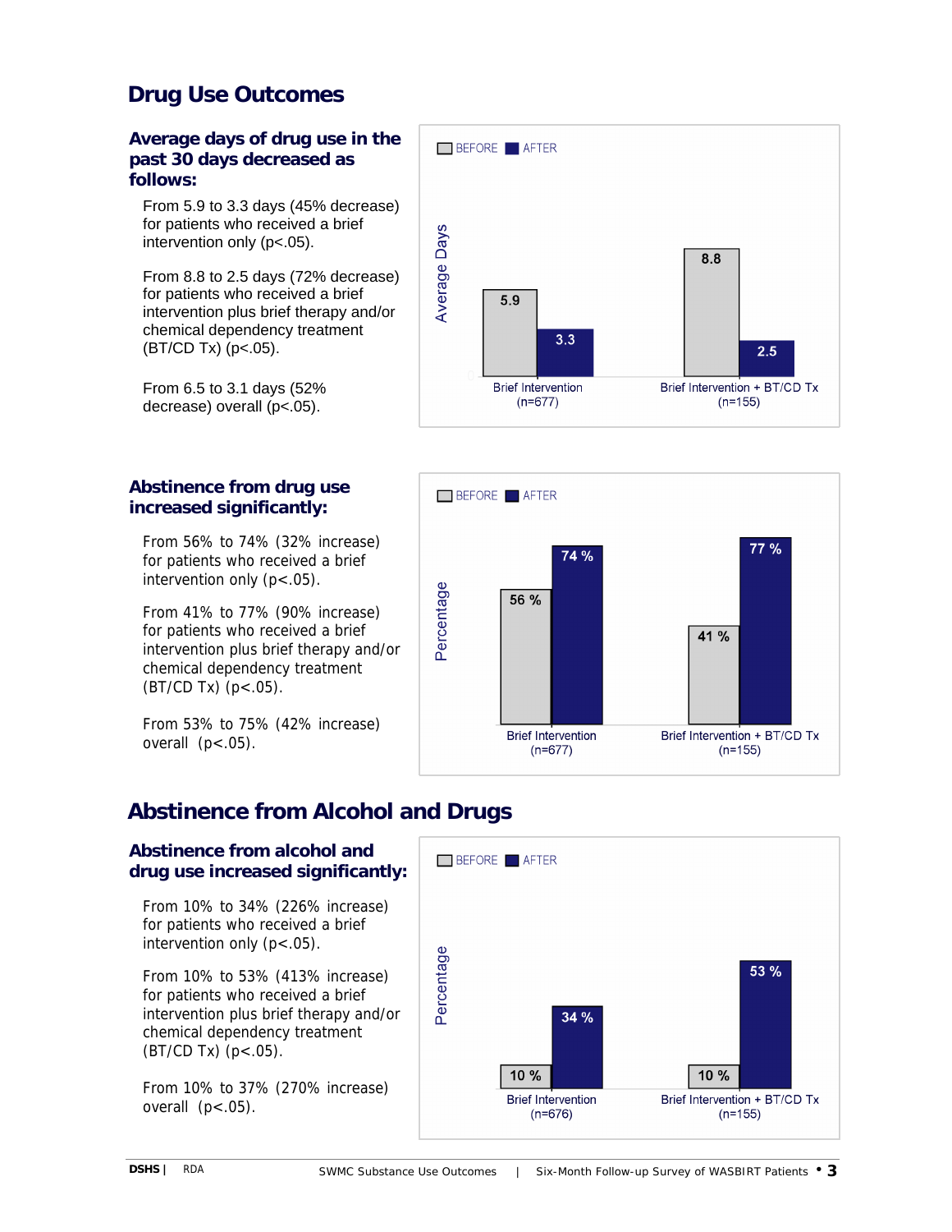# Drug Use Outcomes

### Average days of drug use in the past 30 days decreased as follows:

From 5.9 to 3.3 days (45% decrease) for patients who received a brief intervention only ($p<.05$).

From 8.8 to 2.5 days (72% decrease) for patients who received a brief intervention plus brief therapy and/or chemical dependency treatment (BT/CD Tx) ($p<.05$).

From 6.5 to 3.1 days (52% decrease) overall ($p<.05$).

| Average Days | BEFORE | AFTER |
|---|---|---|
| Brief Intervention (n=677) | 5.9 | 3.3 |
| Brief Intervention + BT/CD Tx (n=155) | 8.8 | 2.5 |

### Abstinence from drug use increased significantly:

From 56% to 74% (32% increase) for patients who received a brief intervention only ($p<.05$).

From 41% to 77% (90% increase) for patients who received a brief intervention plus brief therapy and/or chemical dependency treatment (BT/CD Tx) ($p<.05$).

From 53% to 75% (42% increase) overall ($p<.05$).

| Percentage | BEFORE | AFTER |
|---|---|---|
| Brief Intervention (n=677) | 56 % | 74 % |
| Brief Intervention + BT/CD Tx (n=155) | 41 % | 77 % |

# Abstinence from Alcohol and Drugs

### Abstinence from alcohol and drug use increased significantly:

From 10% to 34% (226% increase) for patients who received a brief intervention only ($p<.05$).

From 10% to 53% (413% increase) for patients who received a brief intervention plus brief therapy and/or chemical dependency treatment (BT/CD Tx) ($p<.05$).

From 10% to 37% (270% increase) overall ($p<.05$).

| Percentage | BEFORE | AFTER |
|---|---|---|
| Brief Intervention (n=676) | 10 % | 34 % |
| Brief Intervention + BT/CD Tx (n=155) | 10 % | 53 % |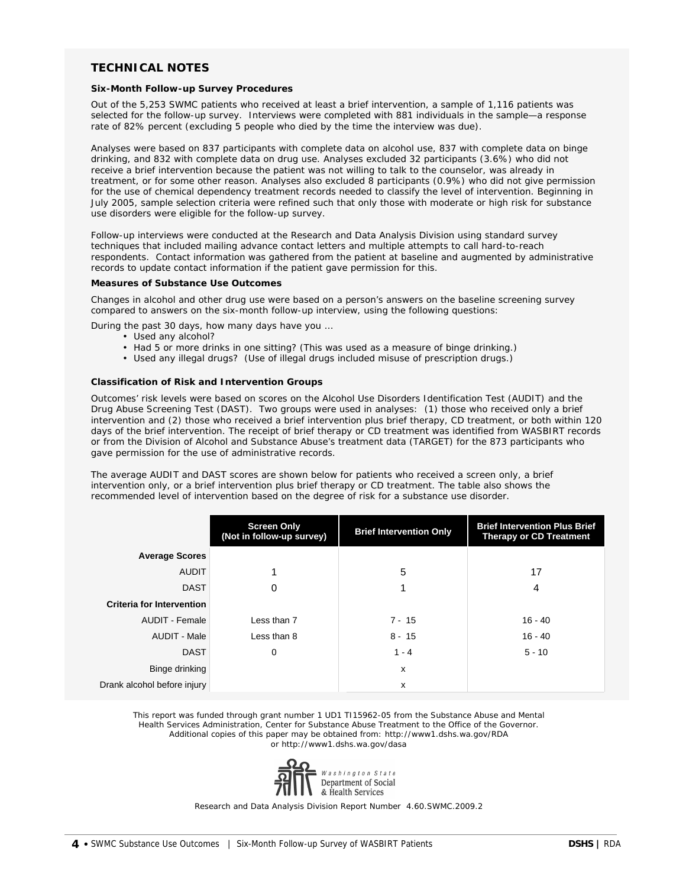## TECHNICAL NOTES

**Six-Month Follow-up Survey Procedures**

Out of the 5,253 SWMC patients who received at least a brief intervention, a sample of 1,116 patients was selected for the follow-up survey. Interviews were completed with 881 individuals in the sample—a response rate of 82% percent (excluding 5 people who died by the time the interview was due).

Analyses were based on 837 participants with complete data on alcohol use, 837 with complete data on binge drinking, and 832 with complete data on drug use. Analyses excluded 32 participants (3.6%) who did not receive a brief intervention because the patient was not willing to talk to the counselor, was already in treatment, or for some other reason. Analyses also excluded 8 participants (0.9%) who did not give permission for the use of chemical dependency treatment records needed to classify the level of intervention. Beginning in July 2005, sample selection criteria were refined such that only those with moderate or high risk for substance use disorders were eligible for the follow-up survey.

Follow-up interviews were conducted at the Research and Data Analysis Division using standard survey techniques that included mailing advance contact letters and multiple attempts to call hard-to-reach respondents. Contact information was gathered from the patient at baseline and augmented by administrative records to update contact information if the patient gave permission for this.

**Measures of Substance Use Outcomes**

Changes in alcohol and other drug use were based on a person's answers on the baseline screening survey compared to answers on the six-month follow-up interview, using the following questions:

During the past 30 days, how many days have you …

- Used any alcohol?
- Had 5 or more drinks in one sitting? (This was used as a measure of binge drinking.)
- Used any illegal drugs? (Use of illegal drugs included misuse of prescription drugs.)

**Classification of Risk and Intervention Groups**

Outcomes' risk levels were based on scores on the Alcohol Use Disorders Identification Test (AUDIT) and the Drug Abuse Screening Test (DAST). Two groups were used in analyses: (1) those who received only a brief intervention and (2) those who received a brief intervention plus brief therapy, CD treatment, or both within 120 days of the brief intervention. The receipt of brief therapy or CD treatment was identified from WASBIRT records or from the Division of Alcohol and Substance Abuse's treatment data (TARGET) for the 873 participants who gave permission for the use of administrative records.

The average AUDIT and DAST scores are shown below for patients who received a screen only, a brief intervention only, or a brief intervention plus brief therapy or CD treatment. The table also shows the recommended level of intervention based on the degree of risk for a substance use disorder.

| | Screen Only (Not in follow-up survey) | Brief Intervention Only | Brief Intervention Plus Brief Therapy or CD Treatment |
|---|---|---|---|
| **Average Scores** | | | |
| AUDIT | 1 | 5 | 17 |
| DAST | 0 | 1 | 4 |
| **Criteria for Intervention** | | | |
| AUDIT - Female | Less than 7 | 7 - 15 | 16 - 40 |
| AUDIT - Male | Less than 8 | 8 - 15 | 16 - 40 |
| DAST | 0 | 1 - 4 | 5 - 10 |
| Binge drinking | | x | |
| Drank alcohol before injury | | x | |

This report was funded through grant number 1 UD1 TI15962-05 from the Substance Abuse and Mental Health Services Administration, Center for Substance Abuse Treatment to the Office of the Governor. Additional copies of this paper may be obtained from: http://www1.dshs.wa.gov/RDA or http://www1.dshs.wa.gov/dasa

Washington State Department of Social & Health Services

Research and Data Analysis Division Report Number 4.60.SWMC.2009.2